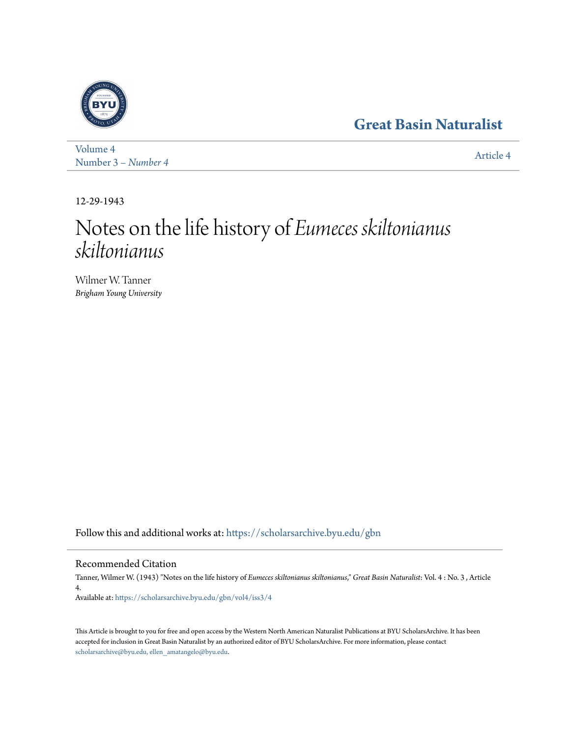Great Basin Naturalist

Volume 4
Number 3 – *Number 4*

Article 4

12-29-1943

# Notes on the life history of *Eumeces skiltonianus skiltonianus*

Wilmer W. Tanner
*Brigham Young University*

Follow this and additional works at: https://scholarsarchive.byu.edu/gbn

## Recommended Citation

Tanner, Wilmer W. (1943) "Notes on the life history of *Eumeces skiltonianus skiltonianus*," *Great Basin Naturalist*: Vol. 4 : No. 3 , Article 4.
Available at: https://scholarsarchive.byu.edu/gbn/vol4/iss3/4

This Article is brought to you for free and open access by the Western North American Naturalist Publications at BYU ScholarsArchive. It has been accepted for inclusion in Great Basin Naturalist by an authorized editor of BYU ScholarsArchive. For more information, please contact scholarsarchive@byu.edu, ellen_amatangelo@byu.edu.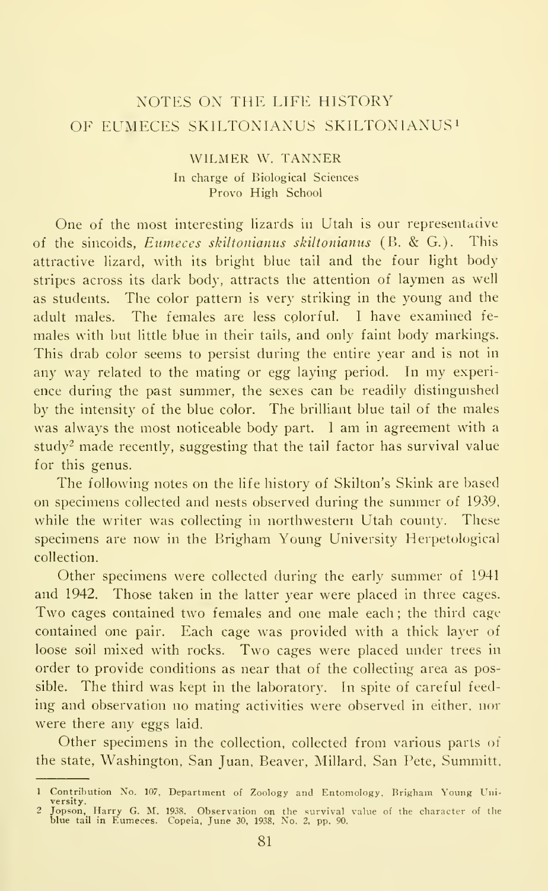# NOTES ON THE LIFE HISTORY OF EUMECES SKILTONIANUS SKILTONIANUS[1]

WILMER W. TANNER
In charge of Biological Sciences
Provo High School

One of the most interesting lizards in Utah is our representative of the sincoids, *Eumeces skiltonianus skiltonianus* (B. & G.). This attractive lizard, with its bright blue tail and the four light body stripes across its dark body, attracts the attention of laymen as well as students. The color pattern is very striking in the young and the adult males. The females are less colorful. I have examined females with but little blue in their tails, and only faint body markings. This drab color seems to persist during the entire year and is not in any way related to the mating or egg laying period. In my experience during the past summer, the sexes can be readily distinguished by the intensity of the blue color. The brilliant blue tail of the males was always the most noticeable body part. I am in agreement with a study[2] made recently, suggesting that the tail factor has survival value for this genus.

The following notes on the life history of Skilton's Skink are based on specimens collected and nests observed during the summer of 1939, while the writer was collecting in northwestern Utah county. These specimens are now in the Brigham Young University Herpetological collection.

Other specimens were collected during the early summer of 1941 and 1942. Those taken in the latter year were placed in three cages. Two cages contained two females and one male each; the third cage contained one pair. Each cage was provided with a thick layer of loose soil mixed with rocks. Two cages were placed under trees in order to provide conditions as near that of the collecting area as possible. The third was kept in the laboratory. In spite of careful feeding and observation no mating activities were observed in either, nor were there any eggs laid.

Other specimens in the collection, collected from various parts of the state, Washington, San Juan, Beaver, Millard, San Pete, Summitt,

---

1 Contribution No. 107, Department of Zoology and Entomology, Brigham Young University.

2 Jopson, Harry G. M. 1938. Observation on the survival value of the character of the blue tail in Eumeces. Copeia, June 30, 1938, No. 2, pp. 90.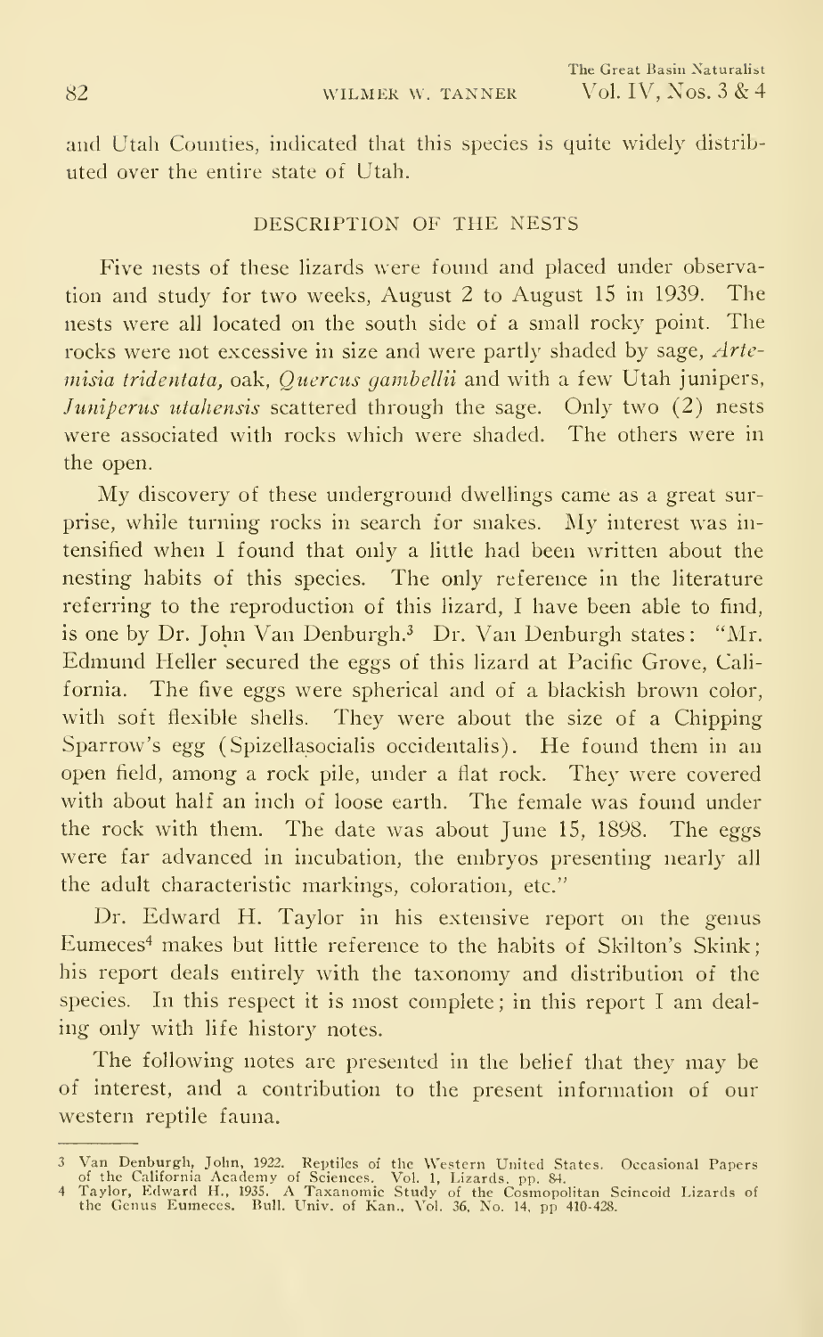and Utah Counties, indicated that this species is quite widely distributed over the entire state of Utah.

## DESCRIPTION OF THE NESTS

Five nests of these lizards were found and placed under observation and study for two weeks, August 2 to August 15 in 1939. The nests were all located on the south side of a small rocky point. The rocks were not excessive in size and were partly shaded by sage, *Artemisia tridentata*, oak, *Quercus gambellii* and with a few Utah junipers, *Juniperus utahensis* scattered through the sage. Only two (2) nests were associated with rocks which were shaded. The others were in the open.

My discovery of these underground dwellings came as a great surprise, while turning rocks in search for snakes. My interest was intensified when I found that only a little had been written about the nesting habits of this species. The only reference in the literature referring to the reproduction of this lizard, I have been able to find, is one by Dr. John Van Denburgh.[3] Dr. Van Denburgh states: "Mr. Edmund Heller secured the eggs of this lizard at Pacific Grove, California. The five eggs were spherical and of a blackish brown color, with soft flexible shells. They were about the size of a Chipping Sparrow's egg (Spizellasocialis occidentalis). He found them in an open field, among a rock pile, under a flat rock. They were covered with about half an inch of loose earth. The female was found under the rock with them. The date was about June 15, 1898. The eggs were far advanced in incubation, the embryos presenting nearly all the adult characteristic markings, coloration, etc."

Dr. Edward H. Taylor in his extensive report on the genus Eumeces[4] makes but little reference to the habits of Skilton's Skink; his report deals entirely with the taxonomy and distribution of the species. In this respect it is most complete; in this report I am dealing only with life history notes.

The following notes are presented in the belief that they may be of interest, and a contribution to the present information of our western reptile fauna.

---

3 Van Denburgh, John, 1922. Reptiles of the Western United States. Occasional Papers of the California Academy of Sciences. Vol. 1, Lizards. pp. 84.

4 Taylor, Edward H., 1935. A Taxanomic Study of the Cosmopolitan Scincoid Lizards of the Genus Eumeces. Bull. Univ. of Kan., Vol. 36, No. 14, pp 410-428.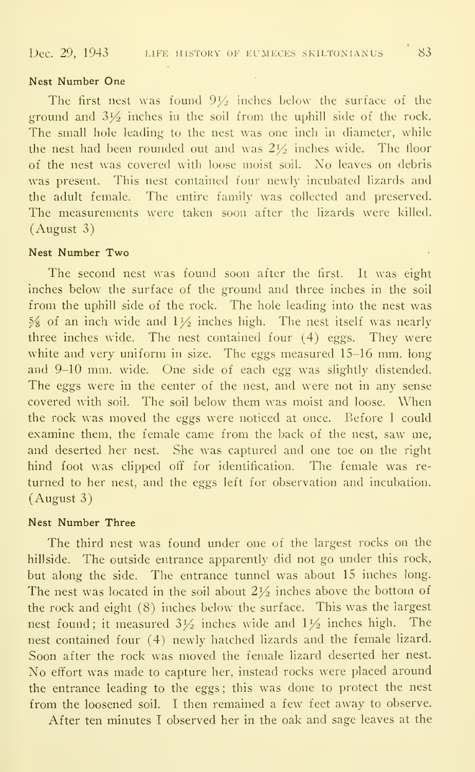#### Nest Number One

The first nest was found $9\frac{1}{2}$ inches below the surface of the ground and $3\frac{1}{2}$ inches in the soil from the uphill side of the rock. The small hole leading to the nest was one inch in diameter, while the nest had been rounded out and was $2\frac{1}{2}$ inches wide. The floor of the nest was covered with loose moist soil. No leaves on debris was present. This nest contained four newly incubated lizards and the adult female. The entire family was collected and preserved. The measurements were taken soon after the lizards were killed. (August 3)

#### Nest Number Two

The second nest was found soon after the first. It was eight inches below the surface of the ground and three inches in the soil from the uphill side of the rock. The hole leading into the nest was $\frac{5}{8}$ of an inch wide and $1\frac{1}{2}$ inches high. The nest itself was nearly three inches wide. The nest contained four (4) eggs. They were white and very uniform in size. The eggs measured 15–16 mm. long and 9–10 mm. wide. One side of each egg was slightly distended. The eggs were in the center of the nest, and were not in any sense covered with soil. The soil below them was moist and loose. When the rock was moved the eggs were noticed at once. Before I could examine them, the female came from the back of the nest, saw me, and deserted her nest. She was captured and one toe on the right hind foot was clipped off for identification. The female was returned to her nest, and the eggs left for observation and incubation. (August 3)

#### Nest Number Three

The third nest was found under one of the largest rocks on the hillside. The outside entrance apparently did not go under this rock, but along the side. The entrance tunnel was about 15 inches long. The nest was located in the soil about $2\frac{1}{2}$ inches above the bottom of the rock and eight (8) inches below the surface. This was the largest nest found; it measured $3\frac{1}{2}$ inches wide and $1\frac{1}{2}$ inches high. The nest contained four (4) newly hatched lizards and the female lizard. Soon after the rock was moved the female lizard deserted her nest. No effort was made to capture her, instead rocks were placed around the entrance leading to the eggs; this was done to protect the nest from the loosened soil. I then remained a few feet away to observe.

After ten minutes I observed her in the oak and sage leaves at the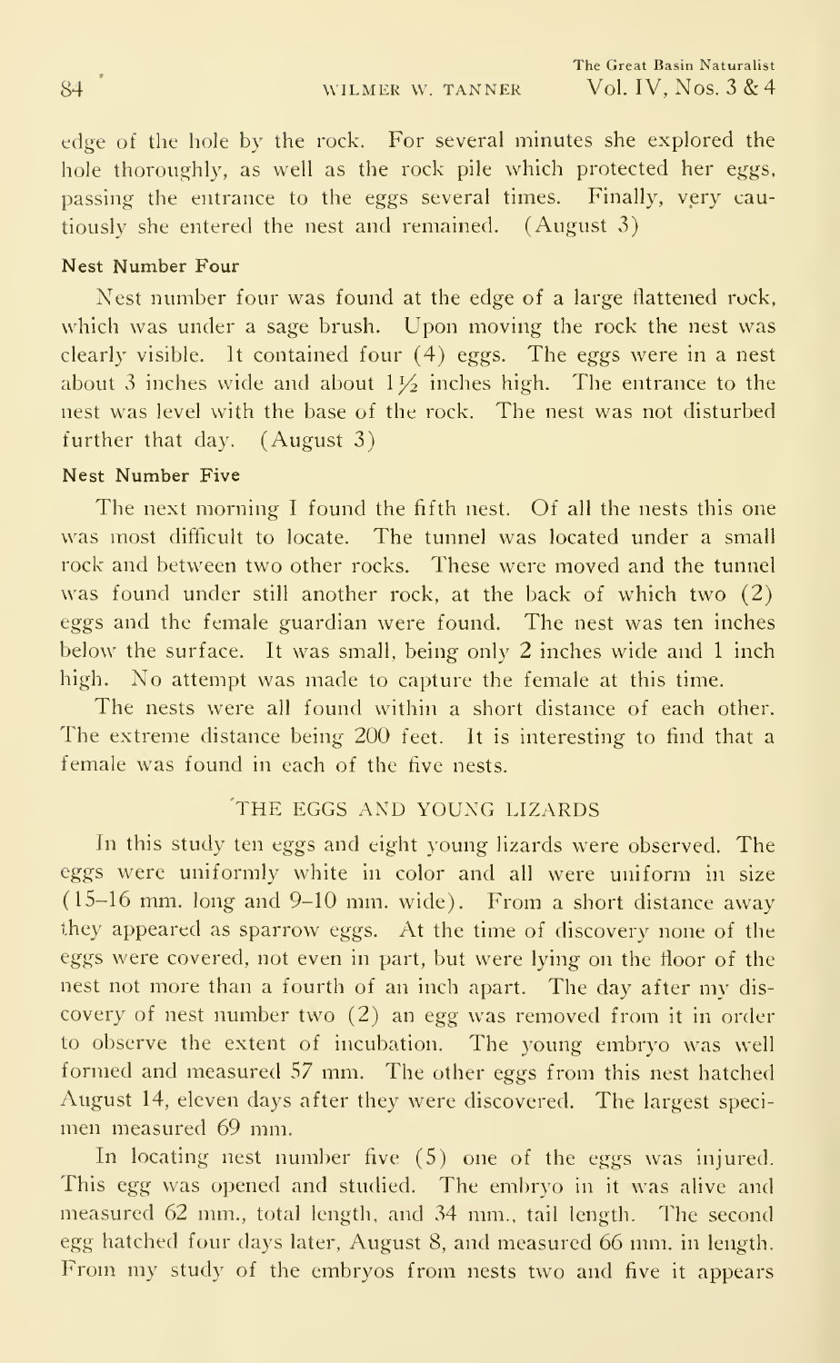edge of the hole by the rock. For several minutes she explored the hole thoroughly, as well as the rock pile which protected her eggs, passing the entrance to the eggs several times. Finally, very cautiously she entered the nest and remained. (August 3)

#### Nest Number Four

Nest number four was found at the edge of a large flattened rock, which was under a sage brush. Upon moving the rock the nest was clearly visible. It contained four (4) eggs. The eggs were in a nest about 3 inches wide and about 1½ inches high. The entrance to the nest was level with the base of the rock. The nest was not disturbed further that day. (August 3)

#### Nest Number Five

The next morning I found the fifth nest. Of all the nests this one was most difficult to locate. The tunnel was located under a small rock and between two other rocks. These were moved and the tunnel was found under still another rock, at the back of which two (2) eggs and the female guardian were found. The nest was ten inches below the surface. It was small, being only 2 inches wide and 1 inch high. No attempt was made to capture the female at this time.

The nests were all found within a short distance of each other. The extreme distance being 200 feet. It is interesting to find that a female was found in each of the five nests.

### THE EGGS AND YOUNG LIZARDS

In this study ten eggs and eight young lizards were observed. The eggs were uniformly white in color and all were uniform in size (15–16 mm. long and 9–10 mm. wide). From a short distance away they appeared as sparrow eggs. At the time of discovery none of the eggs were covered, not even in part, but were lying on the floor of the nest not more than a fourth of an inch apart. The day after my discovery of nest number two (2) an egg was removed from it in order to observe the extent of incubation. The young embryo was well formed and measured 57 mm. The other eggs from this nest hatched August 14, eleven days after they were discovered. The largest specimen measured 69 mm.

In locating nest number five (5) one of the eggs was injured. This egg was opened and studied. The embryo in it was alive and measured 62 mm., total length, and 34 mm., tail length. The second egg hatched four days later, August 8, and measured 66 mm. in length. From my study of the embryos from nests two and five it appears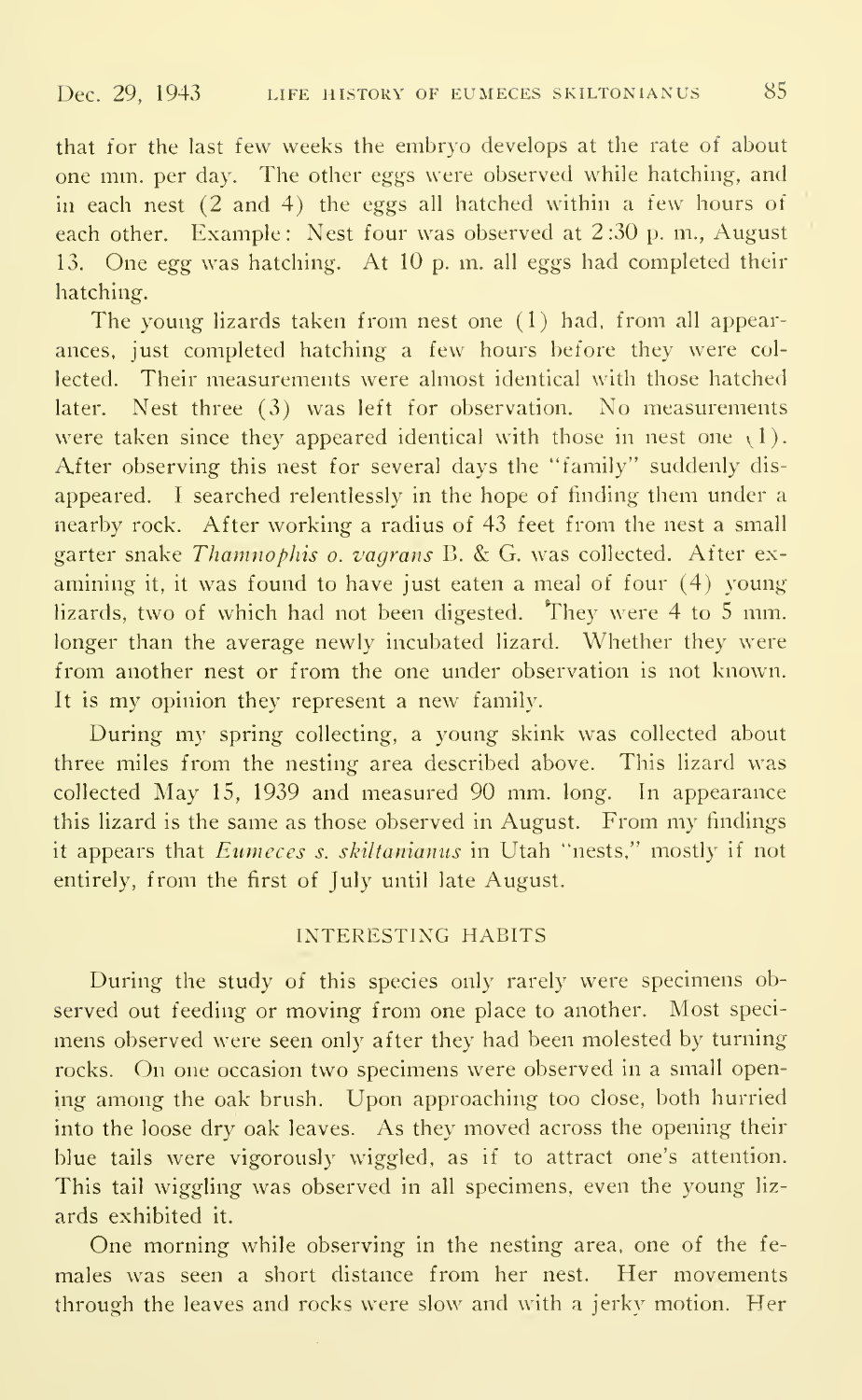that for the last few weeks the embryo develops at the rate of about one mm. per day. The other eggs were observed while hatching, and in each nest (2 and 4) the eggs all hatched within a few hours of each other. Example: Nest four was observed at 2:30 p. m., August 13. One egg was hatching. At 10 p. m. all eggs had completed their hatching.

The young lizards taken from nest one (1) had, from all appearances, just completed hatching a few hours before they were collected. Their measurements were almost identical with those hatched later. Nest three (3) was left for observation. No measurements were taken since they appeared identical with those in nest one (1). After observing this nest for several days the "family" suddenly disappeared. I searched relentlessly in the hope of finding them under a nearby rock. After working a radius of 43 feet from the nest a small garter snake *Thamnophis o. vagrans* B. & G. was collected. After examining it, it was found to have just eaten a meal of four (4) young lizards, two of which had not been digested. They were 4 to 5 mm. longer than the average newly incubated lizard. Whether they were from another nest or from the one under observation is not known. It is my opinion they represent a new family.

During my spring collecting, a young skink was collected about three miles from the nesting area described above. This lizard was collected May 15, 1939 and measured 90 mm. long. In appearance this lizard is the same as those observed in August. From my findings it appears that *Eumeces s. skiltanianus* in Utah "nests," mostly if not entirely, from the first of July until late August.

## INTERESTING HABITS

During the study of this species only rarely were specimens observed out feeding or moving from one place to another. Most specimens observed were seen only after they had been molested by turning rocks. On one occasion two specimens were observed in a small opening among the oak brush. Upon approaching too close, both hurried into the loose dry oak leaves. As they moved across the opening their blue tails were vigorously wiggled, as if to attract one's attention. This tail wiggling was observed in all specimens, even the young lizards exhibited it.

One morning while observing in the nesting area, one of the females was seen a short distance from her nest. Her movements through the leaves and rocks were slow and with a jerky motion. Her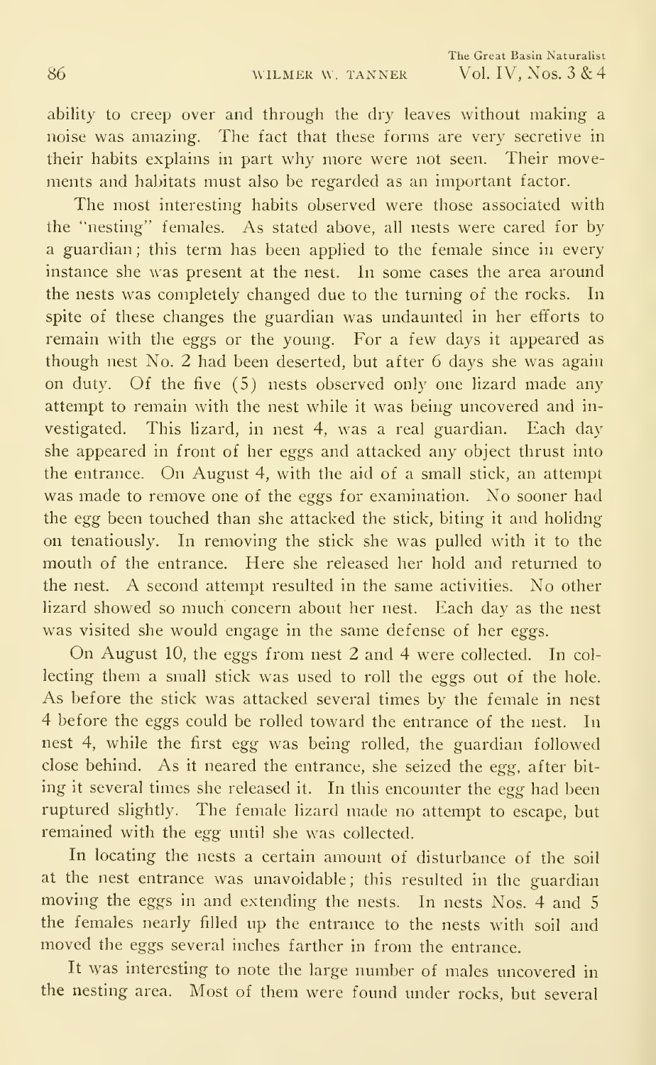ability to creep over and through the dry leaves without making a noise was amazing. The fact that these forms are very secretive in their habits explains in part why more were not seen. Their movements and habitats must also be regarded as an important factor.

The most interesting habits observed were those associated with the "nesting" females. As stated above, all nests were cared for by a guardian; this term has been applied to the female since in every instance she was present at the nest. In some cases the area around the nests was completely changed due to the turning of the rocks. In spite of these changes the guardian was undaunted in her efforts to remain with the eggs or the young. For a few days it appeared as though nest No. 2 had been deserted, but after 6 days she was again on duty. Of the five (5) nests observed only one lizard made any attempt to remain with the nest while it was being uncovered and investigated. This lizard, in nest 4, was a real guardian. Each day she appeared in front of her eggs and attacked any object thrust into the entrance. On August 4, with the aid of a small stick, an attempt was made to remove one of the eggs for examination. No sooner had the egg been touched than she attacked the stick, biting it and holidng on tenatiously. In removing the stick she was pulled with it to the mouth of the entrance. Here she released her hold and returned to the nest. A second attempt resulted in the same activities. No other lizard showed so much concern about her nest. Each day as the nest was visited she would engage in the same defense of her eggs.

On August 10, the eggs from nest 2 and 4 were collected. In collecting them a small stick was used to roll the eggs out of the hole. As before the stick was attacked several times by the female in nest 4 before the eggs could be rolled toward the entrance of the nest. In nest 4, while the first egg was being rolled, the guardian followed close behind. As it neared the entrance, she seized the egg, after biting it several times she released it. In this encounter the egg had been ruptured slightly. The female lizard made no attempt to escape, but remained with the egg until she was collected.

In locating the nests a certain amount of disturbance of the soil at the nest entrance was unavoidable; this resulted in the guardian moving the eggs in and extending the nests. In nests Nos. 4 and 5 the females nearly filled up the entrance to the nests with soil and moved the eggs several inches farther in from the entrance.

It was interesting to note the large number of males uncovered in the nesting area. Most of them were found under rocks, but several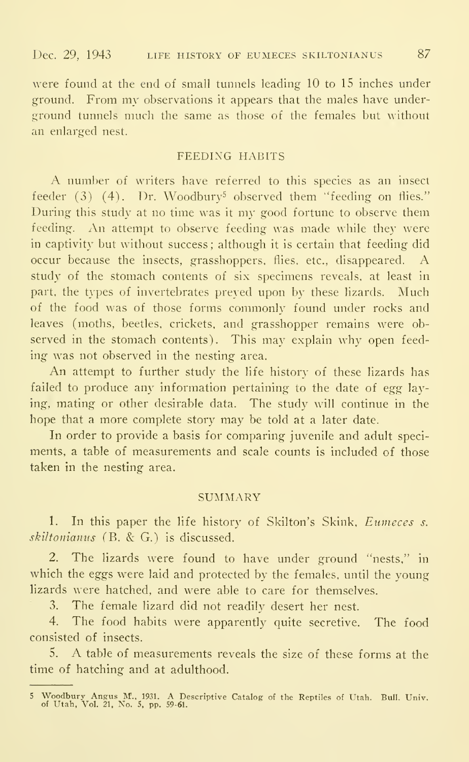were found at the end of small tunnels leading 10 to 15 inches under ground. From my observations it appears that the males have underground tunnels much the same as those of the females but without an enlarged nest.

## FEEDING HABITS

A number of writers have referred to this species as an insect feeder (3) (4). Dr. Woodbury[5] observed them "feeding on flies." During this study at no time was it my good fortune to observe them feeding. An attempt to observe feeding was made while they were in captivity but without success; although it is certain that feeding did occur because the insects, grasshoppers, flies, etc., disappeared. A study of the stomach contents of six specimens reveals, at least in part, the types of invertebrates preyed upon by these lizards. Much of the food was of those forms commonly found under rocks and leaves (moths, beetles, crickets, and grasshopper remains were observed in the stomach contents). This may explain why open feeding was not observed in the nesting area.

An attempt to further study the life history of these lizards has failed to produce any information pertaining to the date of egg laying, mating or other desirable data. The study will continue in the hope that a more complete story may be told at a later date.

In order to provide a basis for comparing juvenile and adult specimens, a table of measurements and scale counts is included of those taken in the nesting area.

## SUMMARY

1. In this paper the life history of Skilton's Skink, *Eumeces s. skiltonianus* (B. & G.) is discussed.

2. The lizards were found to have under ground "nests," in which the eggs were laid and protected by the females, until the young lizards were hatched, and were able to care for themselves.

3. The female lizard did not readily desert her nest.

4. The food habits were apparently quite secretive. The food consisted of insects.

5. A table of measurements reveals the size of these forms at the time of hatching and at adulthood.

---

[5] Woodbury Angus M., 1931. A Descriptive Catalog of the Reptiles of Utah. Bull. Univ. of Utah, Vol. 21, No. 5, pp. 59-61.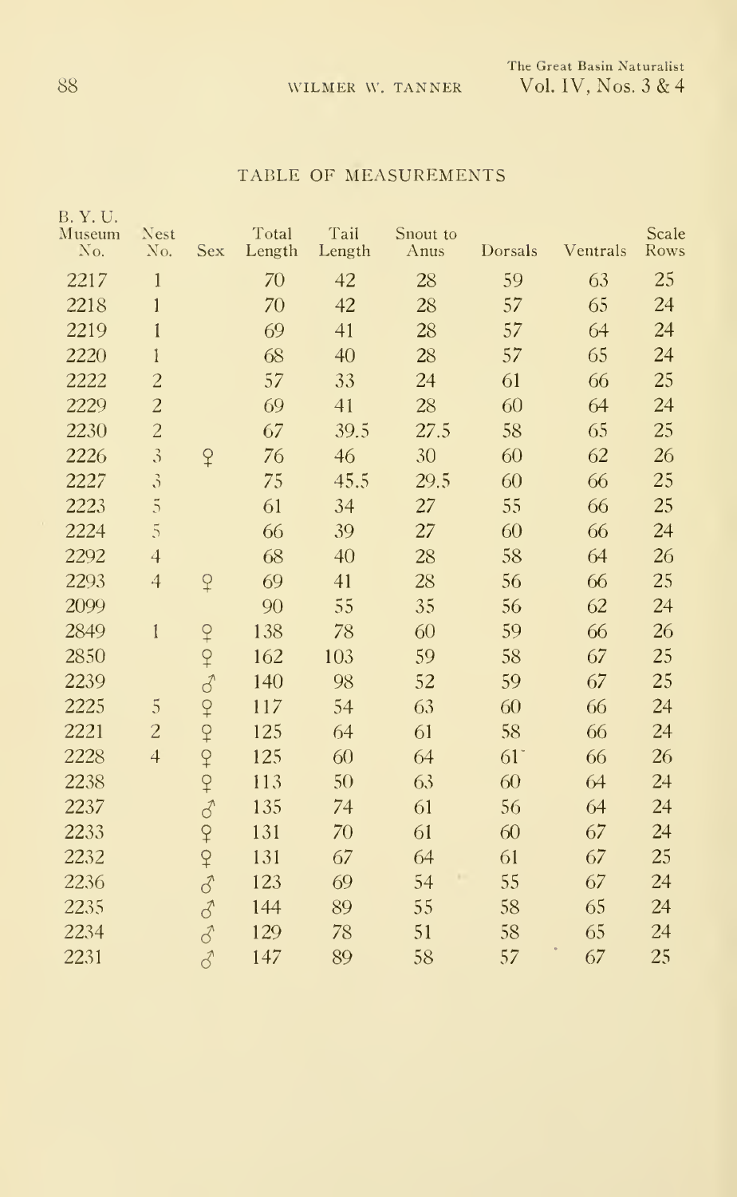## TABLE OF MEASUREMENTS

| B. Y. U. Museum No. | Nest No. | Sex | Total Length | Tail Length | Snout to Anus | Dorsals | Ventrals | Scale Rows |
|---|---|---|---|---|---|---|---|---|
| 2217 | 1 | | 70 | 42 | 28 | 59 | 63 | 25 |
| 2218 | 1 | | 70 | 42 | 28 | 57 | 65 | 24 |
| 2219 | 1 | | 69 | 41 | 28 | 57 | 64 | 24 |
| 2220 | 1 | | 68 | 40 | 28 | 57 | 65 | 24 |
| 2222 | 2 | | 57 | 33 | 24 | 61 | 66 | 25 |
| 2229 | 2 | | 69 | 41 | 28 | 60 | 64 | 24 |
| 2230 | 2 | | 67 | 39.5 | 27.5 | 58 | 65 | 25 |
| 2226 | 3 | ♀ | 76 | 46 | 30 | 60 | 62 | 26 |
| 2227 | 3 | | 75 | 45.5 | 29.5 | 60 | 66 | 25 |
| 2223 | 5 | | 61 | 34 | 27 | 55 | 66 | 25 |
| 2224 | 5 | | 66 | 39 | 27 | 60 | 66 | 24 |
| 2292 | 4 | | 68 | 40 | 28 | 58 | 64 | 26 |
| 2293 | 4 | ♀ | 69 | 41 | 28 | 56 | 66 | 25 |
| 2099 | | | 90 | 55 | 35 | 56 | 62 | 24 |
| 2849 | 1 | ♀ | 138 | 78 | 60 | 59 | 66 | 26 |
| 2850 | | ♀ | 162 | 103 | 59 | 58 | 67 | 25 |
| 2239 | | ♂ | 140 | 98 | 52 | 59 | 67 | 25 |
| 2225 | 5 | ♀ | 117 | 54 | 63 | 60 | 66 | 24 |
| 2221 | 2 | ♀ | 125 | 64 | 61 | 58 | 66 | 24 |
| 2228 | 4 | ♀ | 125 | 60 | 64 | 61 | 66 | 26 |
| 2238 | | ♀ | 113 | 50 | 63 | 60 | 64 | 24 |
| 2237 | | ♂ | 135 | 74 | 61 | 56 | 64 | 24 |
| 2233 | | ♀ | 131 | 70 | 61 | 60 | 67 | 24 |
| 2232 | | ♀ | 131 | 67 | 64 | 61 | 67 | 25 |
| 2236 | | ♂ | 123 | 69 | 54 | 55 | 67 | 24 |
| 2235 | | ♂ | 144 | 89 | 55 | 58 | 65 | 24 |
| 2234 | | ♂ | 129 | 78 | 51 | 58 | 65 | 24 |
| 2231 | | ♂ | 147 | 89 | 58 | 57 | 67 | 25 |